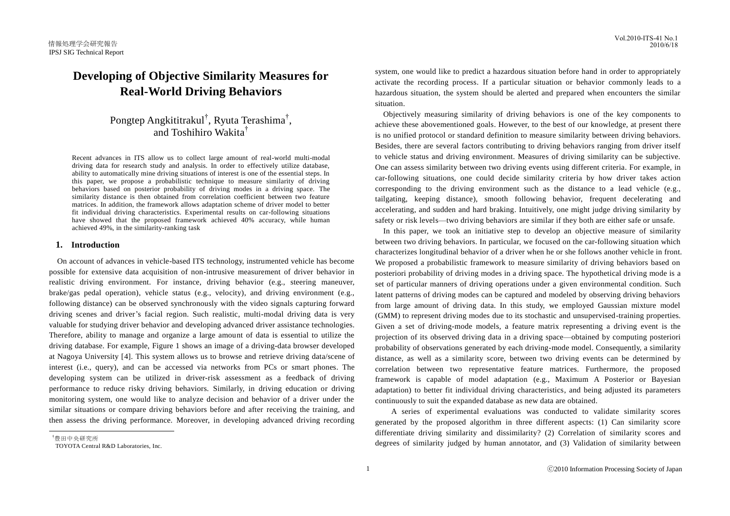# Developing of Objective Similarity Measures for Real-World Driving Behaviors

Pongtep Angkititrakul[†], Ryuta Terashima[†], and Toshihiro Wakita[†]

Recent advances in ITS allow us to collect large amount of real-world multi-modal driving data for research study and analysis. In order to effectively utilize database, ability to automatically mine driving situations of interest is one of the essential steps. In this paper, we propose a probabilistic technique to measure similarity of driving behaviors based on posterior probability of driving modes in a driving space. The similarity distance is then obtained from correlation coefficient between two feature matrices. In addition, the framework allows adaptation scheme of driver model to better fit individual driving characteristics. Experimental results on car-following situations have showed that the proposed framework achieved 40% accuracy, while human achieved 49%, in the similarity-ranking task

## 1. Introduction

On account of advances in vehicle-based ITS technology, instrumented vehicle has become possible for extensive data acquisition of non-intrusive measurement of driver behavior in realistic driving environment. For instance, driving behavior (e.g., steering maneuver, brake/gas pedal operation), vehicle status (e.g., velocity), and driving environment (e.g., following distance) can be observed synchronously with the video signals capturing forward driving scenes and driver's facial region. Such realistic, multi-modal driving data is very valuable for studying driver behavior and developing advanced driver assistance technologies. Therefore, ability to manage and organize a large amount of data is essential to utilize the driving database. For example, Figure 1 shows an image of a driving-data browser developed at Nagoya University [4]. This system allows us to browse and retrieve driving data/scene of interest (i.e., query), and can be accessed via networks from PCs or smart phones. The developing system can be utilized in driver-risk assessment as a feedback of driving performance to reduce risky driving behaviors. Similarly, in driving education or driving monitoring system, one would like to analyze decision and behavior of a driver under the similar situations or compare driving behaviors before and after receiving the training, and then assess the driving performance. Moreover, in developing advanced driving recording system, one would like to predict a hazardous situation before hand in order to appropriately activate the recording process. If a particular situation or behavior commonly leads to a hazardous situation, the system should be alerted and prepared when encounters the similar situation.

Objectively measuring similarity of driving behaviors is one of the key components to achieve these abovementioned goals. However, to the best of our knowledge, at present there is no unified protocol or standard definition to measure similarity between driving behaviors. Besides, there are several factors contributing to driving behaviors ranging from driver itself to vehicle status and driving environment. Measures of driving similarity can be subjective. One can assess similarity between two driving events using different criteria. For example, in car-following situations, one could decide similarity criteria by how driver takes action corresponding to the driving environment such as the distance to a lead vehicle (e.g., tailgating, keeping distance), smooth following behavior, frequent decelerating and accelerating, and sudden and hard braking. Intuitively, one might judge driving similarity by safety or risk levels—two driving behaviors are similar if they both are either safe or unsafe.

In this paper, we took an initiative step to develop an objective measure of similarity between two driving behaviors. In particular, we focused on the car-following situation which characterizes longitudinal behavior of a driver when he or she follows another vehicle in front. We proposed a probabilistic framework to measure similarity of driving behaviors based on posteriori probability of driving modes in a driving space. The hypothetical driving mode is a set of particular manners of driving operations under a given environmental condition. Such latent patterns of driving modes can be captured and modeled by observing driving behaviors from large amount of driving data. In this study, we employed Gaussian mixture model (GMM) to represent driving modes due to its stochastic and unsupervised-training properties. Given a set of driving-mode models, a feature matrix representing a driving event is the projection of its observed driving data in a driving space—obtained by computing posteriori probability of observations generated by each driving-mode model. Consequently, a similarity distance, as well as a similarity score, between two driving events can be determined by correlation between two representative feature matrices. Furthermore, the proposed framework is capable of model adaptation (e.g., Maximum A Posterior or Bayesian adaptation) to better fit individual driving characteristics, and being adjusted its parameters continuously to suit the expanded database as new data are obtained.

A series of experimental evaluations was conducted to validate similarity scores generated by the proposed algorithm in three different aspects: (1) Can similarity score differentiate driving similarity and dissimilarity? (2) Correlation of similarity scores and degrees of similarity judged by human annotator, and (3) Validation of similarity between

---

[†] 豊田中央研究所
TOYOTA Central R&D Laboratories, Inc.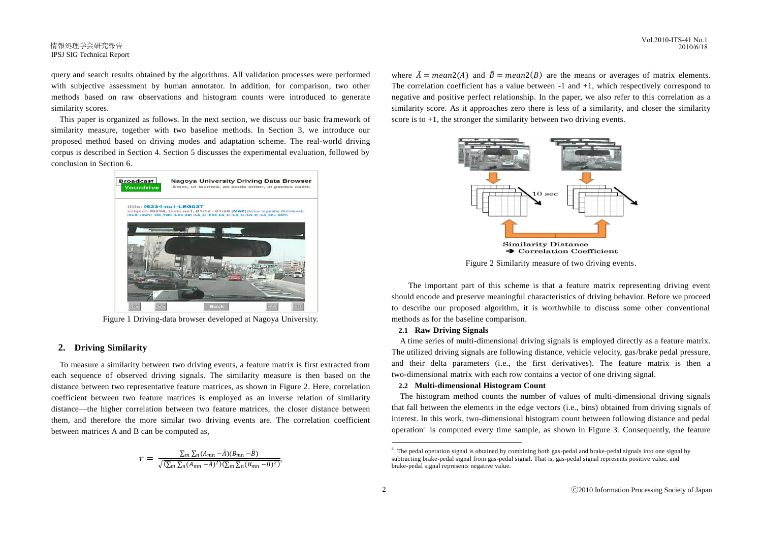query and search results obtained by the algorithms. All validation processes were performed with subjective assessment by human annotator. In addition, for comparison, two other methods based on raw observations and histogram counts were introduced to generate similarity scores.

This paper is organized as follows. In the next section, we discuss our basic framework of similarity measure, together with two baseline methods. In Section 3, we introduce our proposed method based on driving modes and adaptation scheme. The real-world driving corpus is described in Section 4. Section 5 discusses the experimental evaluation, followed by conclusion in Section 6.

Figure 1 Driving-data browser developed at Nagoya University.

## 2. Driving Similarity

To measure a similarity between two driving events, a feature matrix is first extracted from each sequence of observed driving signals. The similarity measure is then based on the distance between two representative feature matrices, as shown in Figure 2. Here, correlation coefficient between two feature matrices is employed as an inverse relation of similarity distance—the higher correlation between two feature matrices, the closer distance between them, and therefore the more similar two driving events are. The correlation coefficient between matrices A and B can be computed as,

$$r = \frac{\sum_m \sum_n (A_{mn} - \bar{A})(B_{mn} - \bar{B})}{\sqrt{(\sum_m \sum_n (A_{mn} - \bar{A})^2)(\sum_m \sum_n (B_{mn} - \bar{B})^2)}},$$

where $\bar{A} = mean2(A)$ and $\bar{B} = mean2(B)$ are the means or averages of matrix elements. The correlation coefficient has a value between -1 and +1, which respectively correspond to negative and positive perfect relationship. In the paper, we also refer to this correlation as a similarity score. As it approaches zero there is less of a similarity, and closer the similarity score is to +1, the stronger the similarity between two driving events.

Figure 2 Similarity measure of two driving events.

The important part of this scheme is that a feature matrix representing driving event should encode and preserve meaningful characteristics of driving behavior. Before we proceed to describe our proposed algorithm, it is worthwhile to discuss some other conventional methods as for the baseline comparison.

### 2.1 Raw Driving Signals

A time series of multi-dimensional driving signals is employed directly as a feature matrix. The utilized driving signals are following distance, vehicle velocity, gas/brake pedal pressure, and their delta parameters (i.e., the first derivatives). The feature matrix is then a two-dimensional matrix with each row contains a vector of one driving signal.

### 2.2 Multi-dimensional Histogram Count

The histogram method counts the number of values of multi-dimensional driving signals that fall between the elements in the edge vectors (i.e., bins) obtained from driving signals of interest. In this work, two-dimensional histogram count between following distance and pedal operation[a] is computed every time sample, as shown in Figure 3. Consequently, the feature

[a] The pedal operation signal is obtained by combining both gas-pedal and brake-pedal signals into one signal by subtracting brake-pedal signal from gas-pedal signal. That is, gas-pedal signal represents positive value, and brake-pedal signal represents negative value.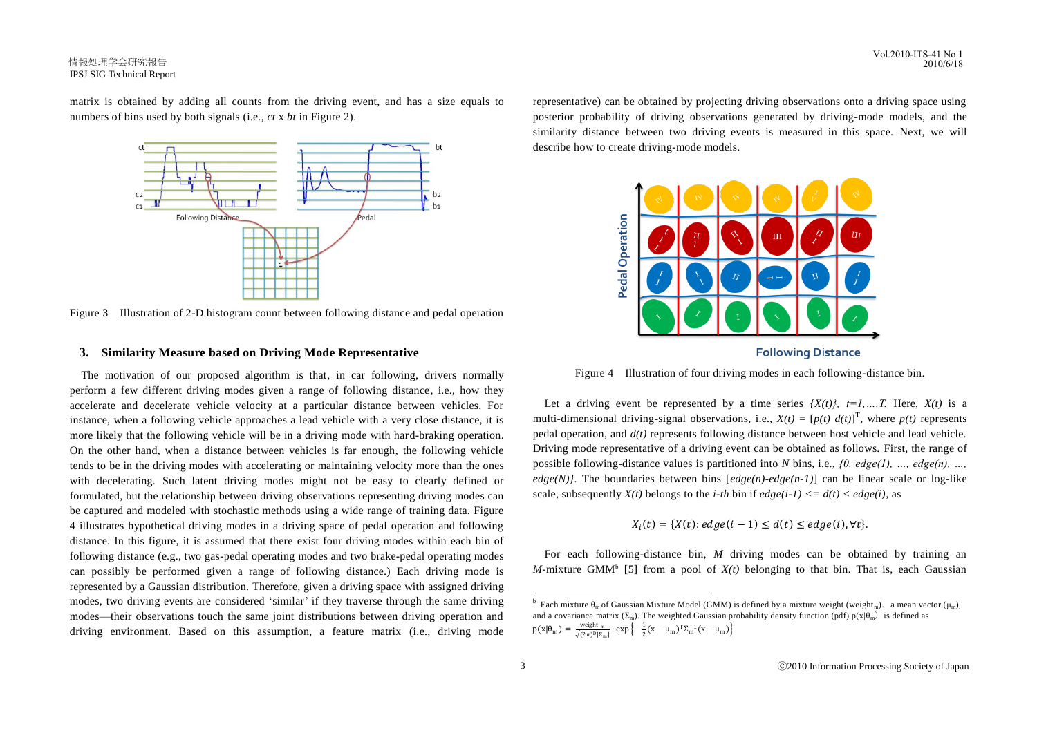matrix is obtained by adding all counts from the driving event, and has a size equals to numbers of bins used by both signals (i.e., *ct* x *bt* in Figure 2).

Figure 3 Illustration of 2-D histogram count between following distance and pedal operation

## 3. Similarity Measure based on Driving Mode Representative

The motivation of our proposed algorithm is that, in car following, drivers normally perform a few different driving modes given a range of following distance, i.e., how they accelerate and decelerate vehicle velocity at a particular distance between vehicles. For instance, when a following vehicle approaches a lead vehicle with a very close distance, it is more likely that the following vehicle will be in a driving mode with hard-braking operation. On the other hand, when a distance between vehicles is far enough, the following vehicle tends to be in the driving modes with accelerating or maintaining velocity more than the ones with decelerating. Such latent driving modes might not be easy to clearly defined or formulated, but the relationship between driving observations representing driving modes can be captured and modeled with stochastic methods using a wide range of training data. Figure 4 illustrates hypothetical driving modes in a driving space of pedal operation and following distance. In this figure, it is assumed that there exist four driving modes within each bin of following distance (e.g., two gas-pedal operating modes and two brake-pedal operating modes can possibly be performed given a range of following distance.) Each driving mode is represented by a Gaussian distribution. Therefore, given a driving space with assigned driving modes, two driving events are considered 'similar' if they traverse through the same driving modes—their observations touch the same joint distributions between driving operation and driving environment. Based on this assumption, a feature matrix (i.e., driving mode representative) can be obtained by projecting driving observations onto a driving space using posterior probability of driving observations generated by driving-mode models, and the similarity distance between two driving events is measured in this space. Next, we will describe how to create driving-mode models.

Figure 4 Illustration of four driving modes in each following-distance bin.

Let a driving event be represented by a time series *{X(t)}, t=1,…,T.* Here, *X(t)* is a multi-dimensional driving-signal observations, i.e., $X(t) = [p(t)\ d(t)]^T$, where *p(t)* represents pedal operation, and *d(t)* represents following distance between host vehicle and lead vehicle. Driving mode representative of a driving event can be obtained as follows. First, the range of possible following-distance values is partitioned into *N* bins, i.e., *{0, edge(1), …, edge(n), …, edge(N)}*. The boundaries between bins [*edge(n)-edge(n-1)*] can be linear scale or log-like scale, subsequently *X(t)* belongs to the *i-th* bin if *edge(i-1) <= d(t) < edge(i)*, as

$$X_i(t) = \{X(t) : edge(i-1) \le d(t) \le edge(i), \forall t\}.$$

For each following-distance bin, *M* driving modes can be obtained by training an *M*-mixture GMM[b] [5] from a pool of *X(t)* belonging to that bin. That is, each Gaussian

[b] Each mixture $\theta_m$ of Gaussian Mixture Model (GMM) is defined by a mixture weight ($\text{weight}_m$)、a mean vector ($\mu_m$), and a covariance matrix ($\Sigma_m$). The weighted Gaussian probability density function (pdf) $p(x|\theta_m)$ is defined as $p(x|\theta_m) = \frac{\text{weight}_m}{\sqrt{(2\pi)^D|\Sigma_m|}} \cdot \exp\left\{-\frac{1}{2}(x-\mu_m)^T\Sigma_m^{-1}(x-\mu_m)\right\}$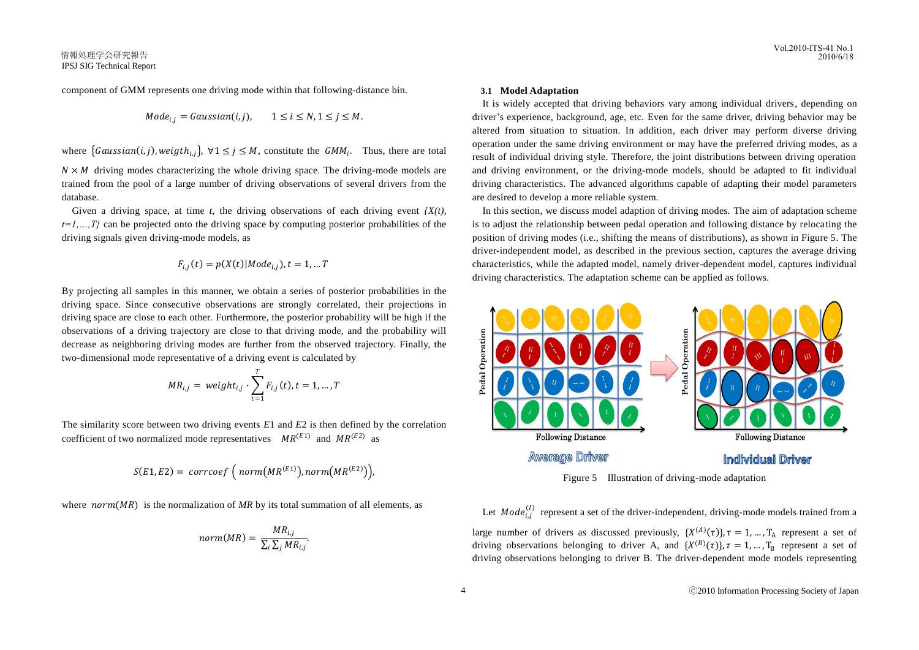component of GMM represents one driving mode within that following-distance bin.

$$Mode_{i,j} = Gaussian(i,j), \qquad 1 \le i \le N, 1 \le j \le M.$$

where $\{Gaussian(i,j), weigth_{i,j}\}$, $\forall 1 \le j \le M$, constitute the $GMM_i$. Thus, there are total $N \times M$ driving modes characterizing the whole driving space. The driving-mode models are trained from the pool of a large number of driving observations of several drivers from the database.

Given a driving space, at time *t*, the driving observations of each driving event *{X(t), t=1,…,T}* can be projected onto the driving space by computing posterior probabilities of the driving signals given driving-mode models, as

$$F_{i,j}(t) = p(X(t)|Mode_{i,j}), t = 1, \dots T$$

By projecting all samples in this manner, we obtain a series of posterior probabilities in the driving space. Since consecutive observations are strongly correlated, their projections in driving space are close to each other. Furthermore, the posterior probability will be high if the observations of a driving trajectory are close to that driving mode, and the probability will decrease as neighboring driving modes are further from the observed trajectory. Finally, the two-dimensional mode representative of a driving event is calculated by

$$MR_{i,j} = weight_{i,j} \cdot \sum_{t=1}^{T} F_{i,j}(t), t = 1, \dots, T$$

The similarity score between two driving events *E*1 and *E*2 is then defined by the correlation coefficient of two normalized mode representatives $MR^{(E1)}$ and $MR^{(E2)}$ as

$$S(E1, E2) = corrcoef\left(norm(MR^{(E1)}), norm(MR^{(E2)})\right),$$

where $norm(MR)$ is the normalization of *MR* by its total summation of all elements, as

$$norm(MR) = \frac{MR_{i,j}}{\sum_i \sum_j MR_{i,j}}.$$

### 3.1 Model Adaptation

It is widely accepted that driving behaviors vary among individual drivers, depending on driver's experience, background, age, etc. Even for the same driver, driving behavior may be altered from situation to situation. In addition, each driver may perform diverse driving operation under the same driving environment or may have the preferred driving modes, as a result of individual driving style. Therefore, the joint distributions between driving operation and driving environment, or the driving-mode models, should be adapted to fit individual driving characteristics. The advanced algorithms capable of adapting their model parameters are desired to develop a more reliable system.

In this section, we discuss model adaption of driving modes. The aim of adaptation scheme is to adjust the relationship between pedal operation and following distance by relocating the position of driving modes (i.e., shifting the means of distributions), as shown in Figure 5. The driver-independent model, as described in the previous section, captures the average driving characteristics, while the adapted model, namely driver-dependent model, captures individual driving characteristics. The adaptation scheme can be applied as follows.

Figure 5 Illustration of driving-mode adaptation

Let $Mode_{i,j}^{(I)}$ represent a set of the driver-independent, driving-mode models trained from a large number of drivers as discussed previously, $\{X^{(A)}(\tau)\}, \tau = 1, \dots, T_A$ represent a set of driving observations belonging to driver A, and $\{X^{(B)}(\tau)\}, \tau = 1, \dots, T_B$ represent a set of driving observations belonging to driver B. The driver-dependent mode models representing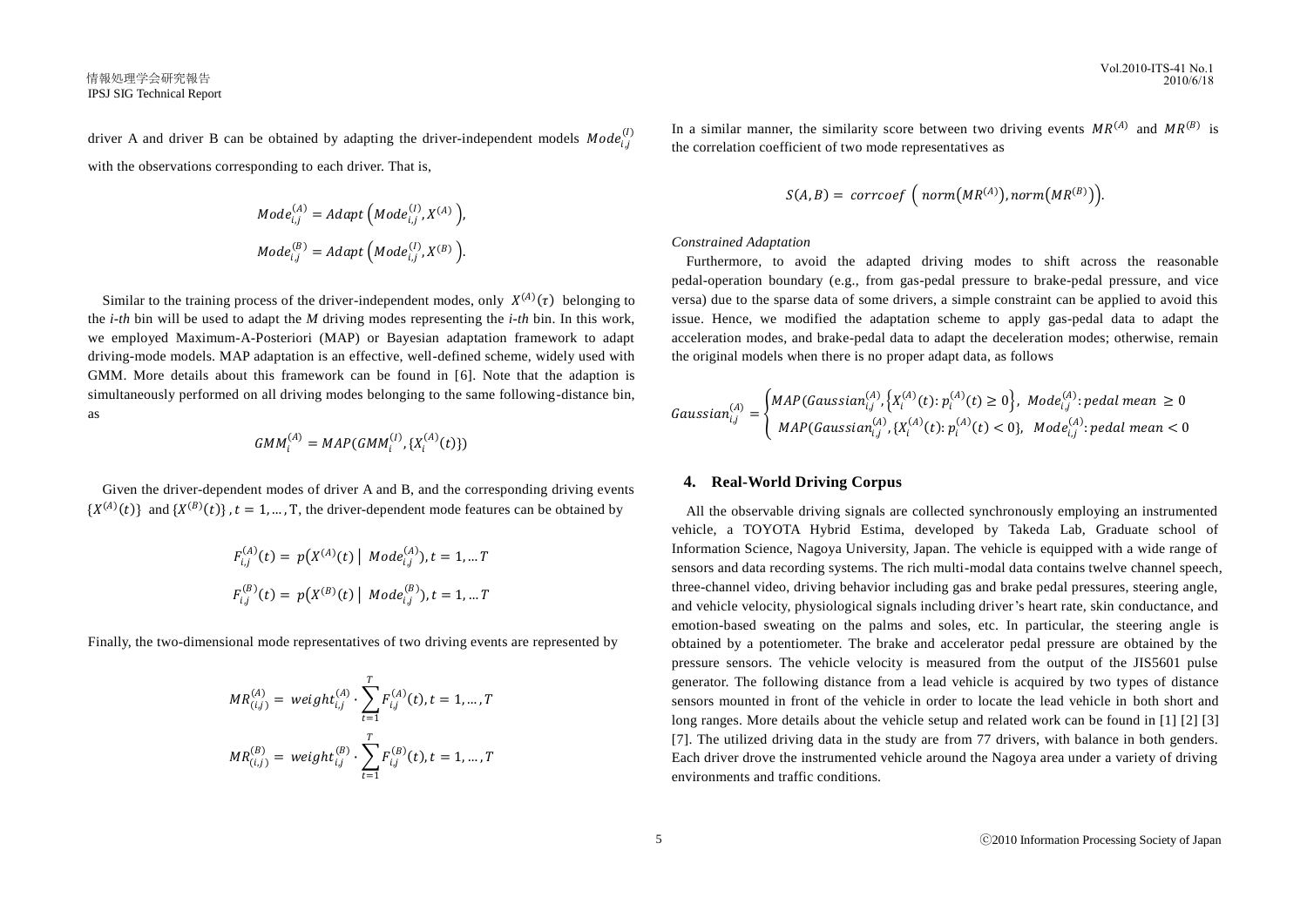driver A and driver B can be obtained by adapting the driver-independent models $Mode_{i,j}^{(I)}$ with the observations corresponding to each driver. That is,

$$Mode_{i,j}^{(A)} = Adapt\left(Mode_{i,j}^{(I)}, X^{(A)}\right),$$

$$Mode_{i,j}^{(B)} = Adapt\left(Mode_{i,j}^{(I)}, X^{(B)}\right).$$

Similar to the training process of the driver-independent modes, only $X^{(A)}(\tau)$ belonging to the *i-th* bin will be used to adapt the *M* driving modes representing the *i-th* bin. In this work, we employed Maximum-A-Posteriori (MAP) or Bayesian adaptation framework to adapt driving-mode models. MAP adaptation is an effective, well-defined scheme, widely used with GMM. More details about this framework can be found in [6]. Note that the adaption is simultaneously performed on all driving modes belonging to the same following-distance bin, as

$$GMM_i^{(A)} = MAP(GMM_i^{(I)}, \{X_i^{(A)}(t)\})$$

Given the driver-dependent modes of driver A and B, and the corresponding driving events $\{X^{(A)}(t)\}$ and $\{X^{(B)}(t)\}$, $t = 1, \ldots, T$, the driver-dependent mode features can be obtained by

$$F_{i,j}^{(A)}(t) = p\left(X^{(A)}(t) \mid Mode_{i,j}^{(A)}\right), t = 1, \ldots T$$

$$F_{i,j}^{(B)}(t) = p\left(X^{(B)}(t) \mid Mode_{i,j}^{(B)}\right), t = 1, \ldots T$$

Finally, the two-dimensional mode representatives of two driving events are represented by

$$MR_{(i,j)}^{(A)} = weight_{i,j}^{(A)} \cdot \sum_{t=1}^{T} F_{i,j}^{(A)}(t), t = 1, \ldots, T$$

$$MR_{(i,j)}^{(B)} = weight_{i,j}^{(B)} \cdot \sum_{t=1}^{T} F_{i,j}^{(B)}(t), t = 1, \ldots, T$$

In a similar manner, the similarity score between two driving events $MR^{(A)}$ and $MR^{(B)}$ is the correlation coefficient of two mode representatives as

$$S(A, B) = corrcoef\ \left(norm\left(MR^{(A)}\right), norm\left(MR^{(B)}\right)\right).$$

*Constrained Adaptation*

Furthermore, to avoid the adapted driving modes to shift across the reasonable pedal-operation boundary (e.g., from gas-pedal pressure to brake-pedal pressure, and vice versa) due to the sparse data of some drivers, a simple constraint can be applied to avoid this issue. Hence, we modified the adaptation scheme to apply gas-pedal data to adapt the acceleration modes, and brake-pedal data to adapt the deceleration modes; otherwise, remain the original models when there is no proper adapt data, as follows

$$Gaussian_{i,j}^{(A)} = \begin{cases} MAP\left(Gaussian_{i,j}^{(A)}, \left\{X_i^{(A)}(t): p_i^{(A)}(t) \geq 0\right\}, \ Mode_{i,j}^{(A)}: pedal\ mean \geq 0 \right. \\ \ MAP\left(Gaussian_{i,j}^{(A)}, \{X_i^{(A)}(t): p_i^{(A)}(t) < 0\}, \ Mode_{i,j}^{(A)}: pedal\ mean < 0 \right. \end{cases}$$

## 4. Real-World Driving Corpus

All the observable driving signals are collected synchronously employing an instrumented vehicle, a TOYOTA Hybrid Estima, developed by Takeda Lab, Graduate school of Information Science, Nagoya University, Japan. The vehicle is equipped with a wide range of sensors and data recording systems. The rich multi-modal data contains twelve channel speech, three-channel video, driving behavior including gas and brake pedal pressures, steering angle, and vehicle velocity, physiological signals including driver's heart rate, skin conductance, and emotion-based sweating on the palms and soles, etc. In particular, the steering angle is obtained by a potentiometer. The brake and accelerator pedal pressure are obtained by the pressure sensors. The vehicle velocity is measured from the output of the JIS5601 pulse generator. The following distance from a lead vehicle is acquired by two types of distance sensors mounted in front of the vehicle in order to locate the lead vehicle in both short and long ranges. More details about the vehicle setup and related work can be found in [1] [2] [3] [7]. The utilized driving data in the study are from 77 drivers, with balance in both genders. Each driver drove the instrumented vehicle around the Nagoya area under a variety of driving environments and traffic conditions.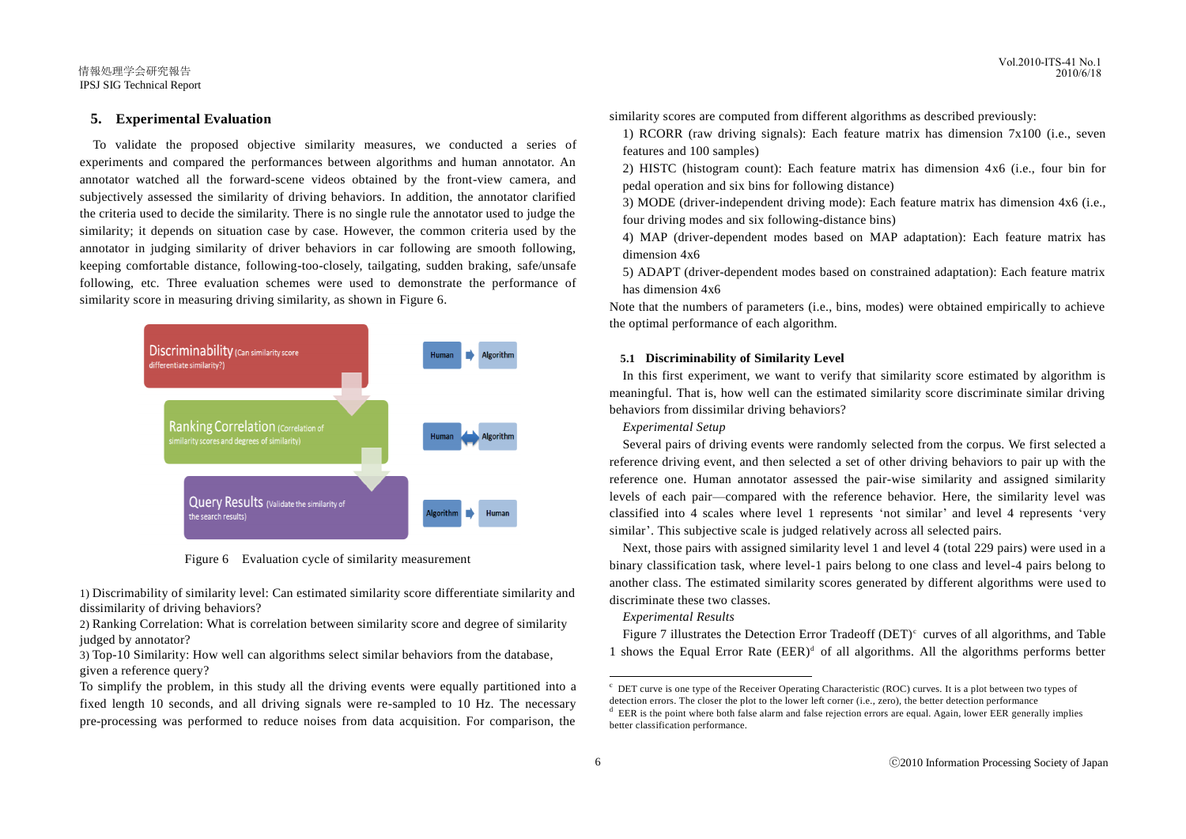## 5. Experimental Evaluation

To validate the proposed objective similarity measures, we conducted a series of experiments and compared the performances between algorithms and human annotator. An annotator watched all the forward-scene videos obtained by the front-view camera, and subjectively assessed the similarity of driving behaviors. In addition, the annotator clarified the criteria used to decide the similarity. There is no single rule the annotator used to judge the similarity; it depends on situation case by case. However, the common criteria used by the annotator in judging similarity of driver behaviors in car following are smooth following, keeping comfortable distance, following-too-closely, tailgating, sudden braking, safe/unsafe following, etc. Three evaluation schemes were used to demonstrate the performance of similarity score in measuring driving similarity, as shown in Figure 6.

Discriminability (Can similarity score differentiate similarity?) — Human → Algorithm

Ranking Correlation (Correlation of similarity scores and degrees of similarity) — Human ↔ Algorithm

Query Results (Validate the similarity of the search results) — Algorithm → Human

Figure 6 Evaluation cycle of similarity measurement

1) Discrimability of similarity level: Can estimated similarity score differentiate similarity and dissimilarity of driving behaviors?
2) Ranking Correlation: What is correlation between similarity score and degree of similarity judged by annotator?
3) Top-10 Similarity: How well can algorithms select similar behaviors from the database, given a reference query?

To simplify the problem, in this study all the driving events were equally partitioned into a fixed length 10 seconds, and all driving signals were re-sampled to 10 Hz. The necessary pre-processing was performed to reduce noises from data acquisition. For comparison, the similarity scores are computed from different algorithms as described previously:

1) RCORR (raw driving signals): Each feature matrix has dimension 7x100 (i.e., seven features and 100 samples)
2) HISTC (histogram count): Each feature matrix has dimension 4x6 (i.e., four bin for pedal operation and six bins for following distance)
3) MODE (driver-independent driving mode): Each feature matrix has dimension 4x6 (i.e., four driving modes and six following-distance bins)
4) MAP (driver-dependent modes based on MAP adaptation): Each feature matrix has dimension 4x6
5) ADAPT (driver-dependent modes based on constrained adaptation): Each feature matrix has dimension 4x6

Note that the numbers of parameters (i.e., bins, modes) were obtained empirically to achieve the optimal performance of each algorithm.

### 5.1 Discriminability of Similarity Level

In this first experiment, we want to verify that similarity score estimated by algorithm is meaningful. That is, how well can the estimated similarity score discriminate similar driving behaviors from dissimilar driving behaviors?

*Experimental Setup*

Several pairs of driving events were randomly selected from the corpus. We first selected a reference driving event, and then selected a set of other driving behaviors to pair up with the reference one. Human annotator assessed the pair-wise similarity and assigned similarity levels of each pair—compared with the reference behavior. Here, the similarity level was classified into 4 scales where level 1 represents 'not similar' and level 4 represents 'very similar'. This subjective scale is judged relatively across all selected pairs.

Next, those pairs with assigned similarity level 1 and level 4 (total 229 pairs) were used in a binary classification task, where level-1 pairs belong to one class and level-4 pairs belong to another class. The estimated similarity scores generated by different algorithms were used to discriminate these two classes.

*Experimental Results*

Figure 7 illustrates the Detection Error Tradeoff (DET)[c] curves of all algorithms, and Table 1 shows the Equal Error Rate (EER)[d] of all algorithms. All the algorithms performs better

---

[c] DET curve is one type of the Receiver Operating Characteristic (ROC) curves. It is a plot between two types of detection errors. The closer the plot to the lower left corner (i.e., zero), the better detection performance

[d] EER is the point where both false alarm and false rejection errors are equal. Again, lower EER generally implies better classification performance.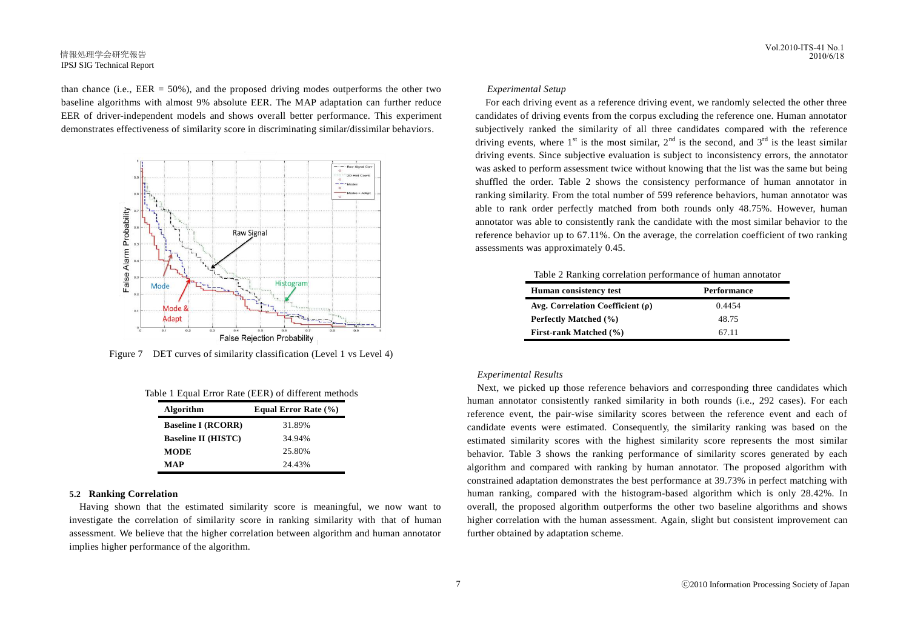than chance (i.e., EER = 50%), and the proposed driving modes outperforms the other two baseline algorithms with almost 9% absolute EER. The MAP adaptation can further reduce EER of driver-independent models and shows overall better performance. This experiment demonstrates effectiveness of similarity score in discriminating similar/dissimilar behaviors.

Figure 7 DET curves of similarity classification (Level 1 vs Level 4)

Table 1 Equal Error Rate (EER) of different methods

| Algorithm | Equal Error Rate (%) |
|---|---|
| **Baseline I (RCORR)** | 31.89% |
| **Baseline II (HISTC)** | 34.94% |
| **MODE** | 25.80% |
| **MAP** | 24.43% |

### 5.2 Ranking Correlation

Having shown that the estimated similarity score is meaningful, we now want to investigate the correlation of similarity score in ranking similarity with that of human assessment. We believe that the higher correlation between algorithm and human annotator implies higher performance of the algorithm.

*Experimental Setup*

For each driving event as a reference driving event, we randomly selected the other three candidates of driving events from the corpus excluding the reference one. Human annotator subjectively ranked the similarity of all three candidates compared with the reference driving events, where 1st is the most similar, 2nd is the second, and 3rd is the least similar driving events. Since subjective evaluation is subject to inconsistency errors, the annotator was asked to perform assessment twice without knowing that the list was the same but being shuffled the order. Table 2 shows the consistency performance of human annotator in ranking similarity. From the total number of 599 reference behaviors, human annotator was able to rank order perfectly matched from both rounds only 48.75%. However, human annotator was able to consistently rank the candidate with the most similar behavior to the reference behavior up to 67.11%. On the average, the correlation coefficient of two ranking assessments was approximately 0.45.

Table 2 Ranking correlation performance of human annotator

| Human consistency test | Performance |
|---|---|
| **Avg. Correlation Coefficient (ρ)** | 0.4454 |
| **Perfectly Matched (%)** | 48.75 |
| **First-rank Matched (%)** | 67.11 |

*Experimental Results*

Next, we picked up those reference behaviors and corresponding three candidates which human annotator consistently ranked similarity in both rounds (i.e., 292 cases). For each reference event, the pair-wise similarity scores between the reference event and each of candidate events were estimated. Consequently, the similarity ranking was based on the estimated similarity scores with the highest similarity score represents the most similar behavior. Table 3 shows the ranking performance of similarity scores generated by each algorithm and compared with ranking by human annotator. The proposed algorithm with constrained adaptation demonstrates the best performance at 39.73% in perfect matching with human ranking, compared with the histogram-based algorithm which is only 28.42%. In overall, the proposed algorithm outperforms the other two baseline algorithms and shows higher correlation with the human assessment. Again, slight but consistent improvement can further obtained by adaptation scheme.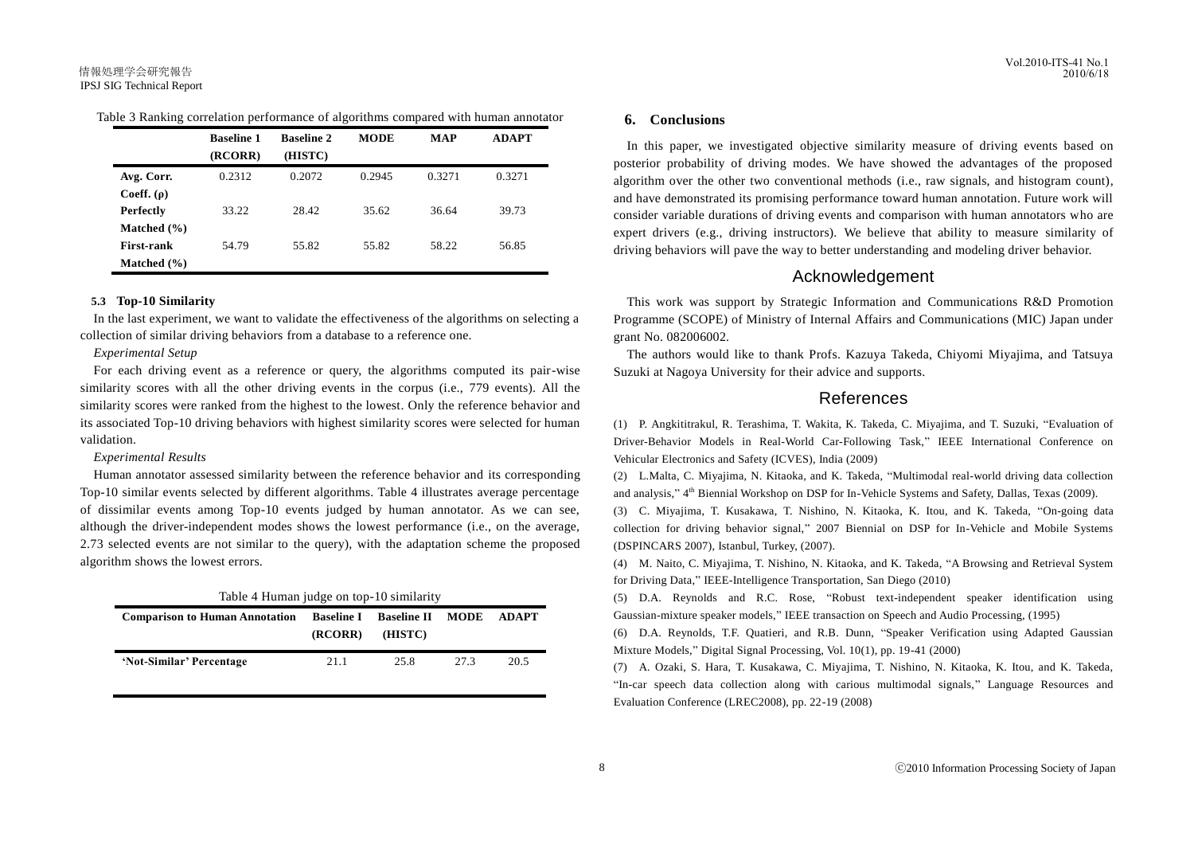Table 3 Ranking correlation performance of algorithms compared with human annotator

| | Baseline 1 (RCORR) | Baseline 2 (HISTC) | MODE | MAP | ADAPT |
|---|---|---|---|---|---|
| **Avg. Corr. Coeff. (ρ)** | 0.2312 | 0.2072 | 0.2945 | 0.3271 | 0.3271 |
| **Perfectly Matched (%)** | 33.22 | 28.42 | 35.62 | 36.64 | 39.73 |
| **First-rank Matched (%)** | 54.79 | 55.82 | 55.82 | 58.22 | 56.85 |

### 5.3 Top-10 Similarity

In the last experiment, we want to validate the effectiveness of the algorithms on selecting a collection of similar driving behaviors from a database to a reference one.

*Experimental Setup*

For each driving event as a reference or query, the algorithms computed its pair-wise similarity scores with all the other driving events in the corpus (i.e., 779 events). All the similarity scores were ranked from the highest to the lowest. Only the reference behavior and its associated Top-10 driving behaviors with highest similarity scores were selected for human validation.

*Experimental Results*

Human annotator assessed similarity between the reference behavior and its corresponding Top-10 similar events selected by different algorithms. Table 4 illustrates average percentage of dissimilar events among Top-10 events judged by human annotator. As we can see, although the driver-independent modes shows the lowest performance (i.e., on the average, 2.73 selected events are not similar to the query), with the adaptation scheme the proposed algorithm shows the lowest errors.

Table 4 Human judge on top-10 similarity

| Comparison to Human Annotation | Baseline I (RCORR) | Baseline II (HISTC) | MODE | ADAPT |
|---|---|---|---|---|
| 'Not-Similar' Percentage | 21.1 | 25.8 | 27.3 | 20.5 |

## 6. Conclusions

In this paper, we investigated objective similarity measure of driving events based on posterior probability of driving modes. We have showed the advantages of the proposed algorithm over the other two conventional methods (i.e., raw signals, and histogram count), and have demonstrated its promising performance toward human annotation. Future work will consider variable durations of driving events and comparison with human annotators who are expert drivers (e.g., driving instructors). We believe that ability to measure similarity of driving behaviors will pave the way to better understanding and modeling driver behavior.

## Acknowledgement

This work was support by Strategic Information and Communications R&D Promotion Programme (SCOPE) of Ministry of Internal Affairs and Communications (MIC) Japan under grant No. 082006002.

The authors would like to thank Profs. Kazuya Takeda, Chiyomi Miyajima, and Tatsuya Suzuki at Nagoya University for their advice and supports.

## References

(1) P. Angkititrakul, R. Terashima, T. Wakita, K. Takeda, C. Miyajima, and T. Suzuki, "Evaluation of Driver-Behavior Models in Real-World Car-Following Task," IEEE International Conference on Vehicular Electronics and Safety (ICVES), India (2009)

(2) L.Malta, C. Miyajima, N. Kitaoka, and K. Takeda, "Multimodal real-world driving data collection and analysis," 4th Biennial Workshop on DSP for In-Vehicle Systems and Safety, Dallas, Texas (2009).

(3) C. Miyajima, T. Kusakawa, T. Nishino, N. Kitaoka, K. Itou, and K. Takeda, "On-going data collection for driving behavior signal," 2007 Biennial on DSP for In-Vehicle and Mobile Systems (DSPINCARS 2007), Istanbul, Turkey, (2007).

(4) M. Naito, C. Miyajima, T. Nishino, N. Kitaoka, and K. Takeda, "A Browsing and Retrieval System for Driving Data," IEEE-Intelligence Transportation, San Diego (2010)

(5) D.A. Reynolds and R.C. Rose, "Robust text-independent speaker identification using Gaussian-mixture speaker models," IEEE transaction on Speech and Audio Processing, (1995)

(6) D.A. Reynolds, T.F. Quatieri, and R.B. Dunn, "Speaker Verification using Adapted Gaussian Mixture Models," Digital Signal Processing, Vol. 10(1), pp. 19-41 (2000)

(7) A. Ozaki, S. Hara, T. Kusakawa, C. Miyajima, T. Nishino, N. Kitaoka, K. Itou, and K. Takeda, "In-car speech data collection along with carious multimodal signals," Language Resources and Evaluation Conference (LREC2008), pp. 22-19 (2008)